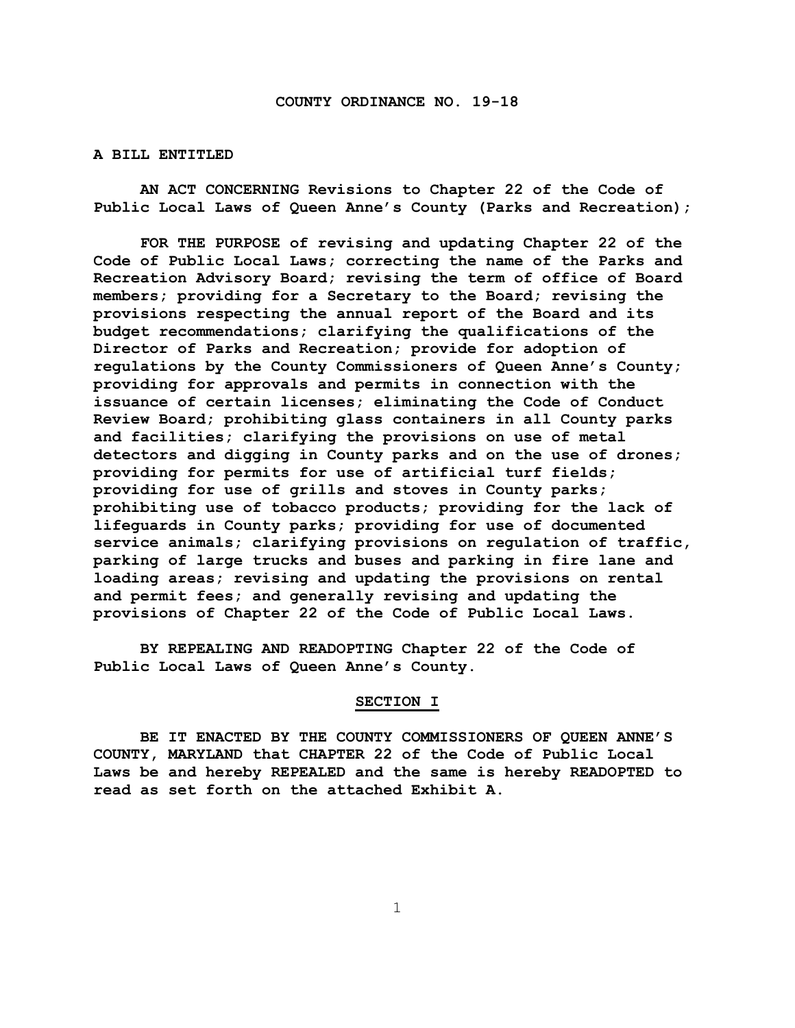# COUNTY ORDINANCE NO. 19-18

**A BILL ENTITLED**

**AN ACT CONCERNING Revisions to Chapter 22 of the Code of Public Local Laws of Queen Anne's County (Parks and Recreation);**

**FOR THE PURPOSE of revising and updating Chapter 22 of the Code of Public Local Laws; correcting the name of the Parks and Recreation Advisory Board; revising the term of office of Board members; providing for a Secretary to the Board; revising the provisions respecting the annual report of the Board and its budget recommendations; clarifying the qualifications of the Director of Parks and Recreation; provide for adoption of regulations by the County Commissioners of Queen Anne's County; providing for approvals and permits in connection with the issuance of certain licenses; eliminating the Code of Conduct Review Board; prohibiting glass containers in all County parks and facilities; clarifying the provisions on use of metal detectors and digging in County parks and on the use of drones; providing for permits for use of artificial turf fields; providing for use of grills and stoves in County parks; prohibiting use of tobacco products; providing for the lack of lifeguards in County parks; providing for use of documented service animals; clarifying provisions on regulation of traffic, parking of large trucks and buses and parking in fire lane and loading areas; revising and updating the provisions on rental and permit fees; and generally revising and updating the provisions of Chapter 22 of the Code of Public Local Laws.**

**BY REPEALING AND READOPTING Chapter 22 of the Code of Public Local Laws of Queen Anne's County.**

## SECTION I

**BE IT ENACTED BY THE COUNTY COMMISSIONERS OF QUEEN ANNE'S COUNTY, MARYLAND that CHAPTER 22 of the Code of Public Local Laws be and hereby REPEALED and the same is hereby READOPTED to read as set forth on the attached Exhibit A.**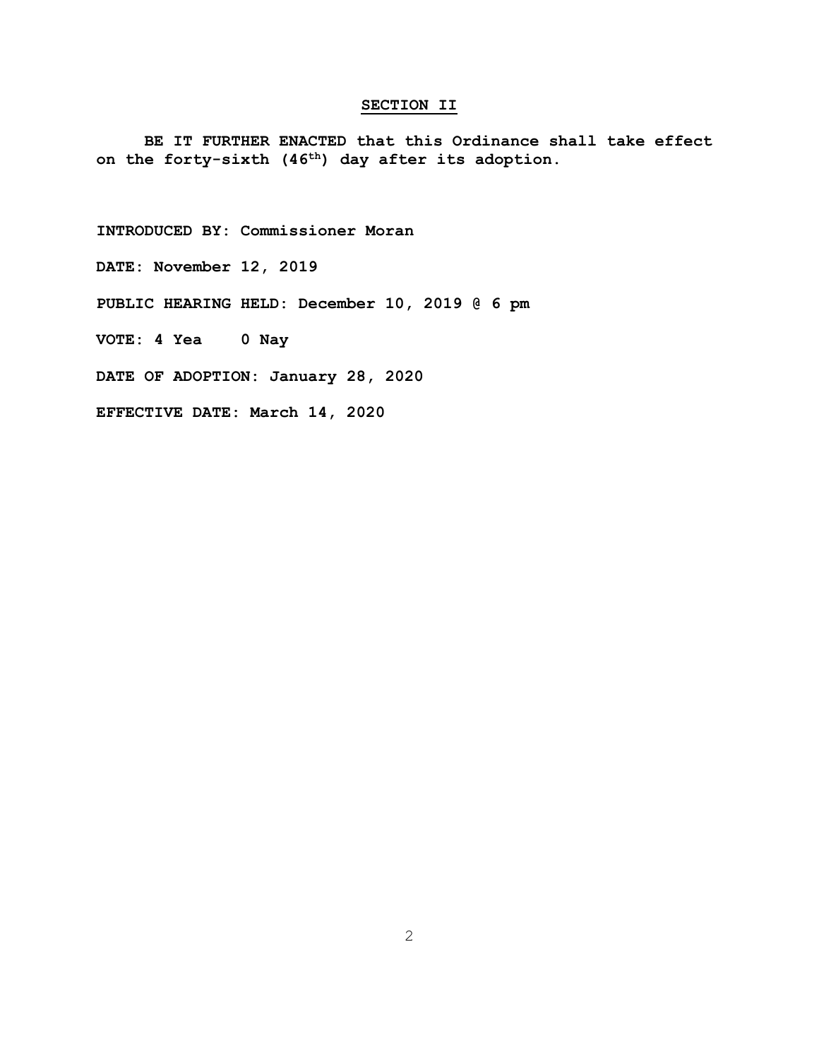## SECTION II

**BE IT FURTHER ENACTED that this Ordinance shall take effect on the forty-sixth (46th) day after its adoption.**

**INTRODUCED BY: Commissioner Moran**

**DATE: November 12, 2019**

**PUBLIC HEARING HELD: December 10, 2019 @ 6 pm**

**VOTE: 4 Yea 0 Nay**

**DATE OF ADOPTION: January 28, 2020**

**EFFECTIVE DATE: March 14, 2020**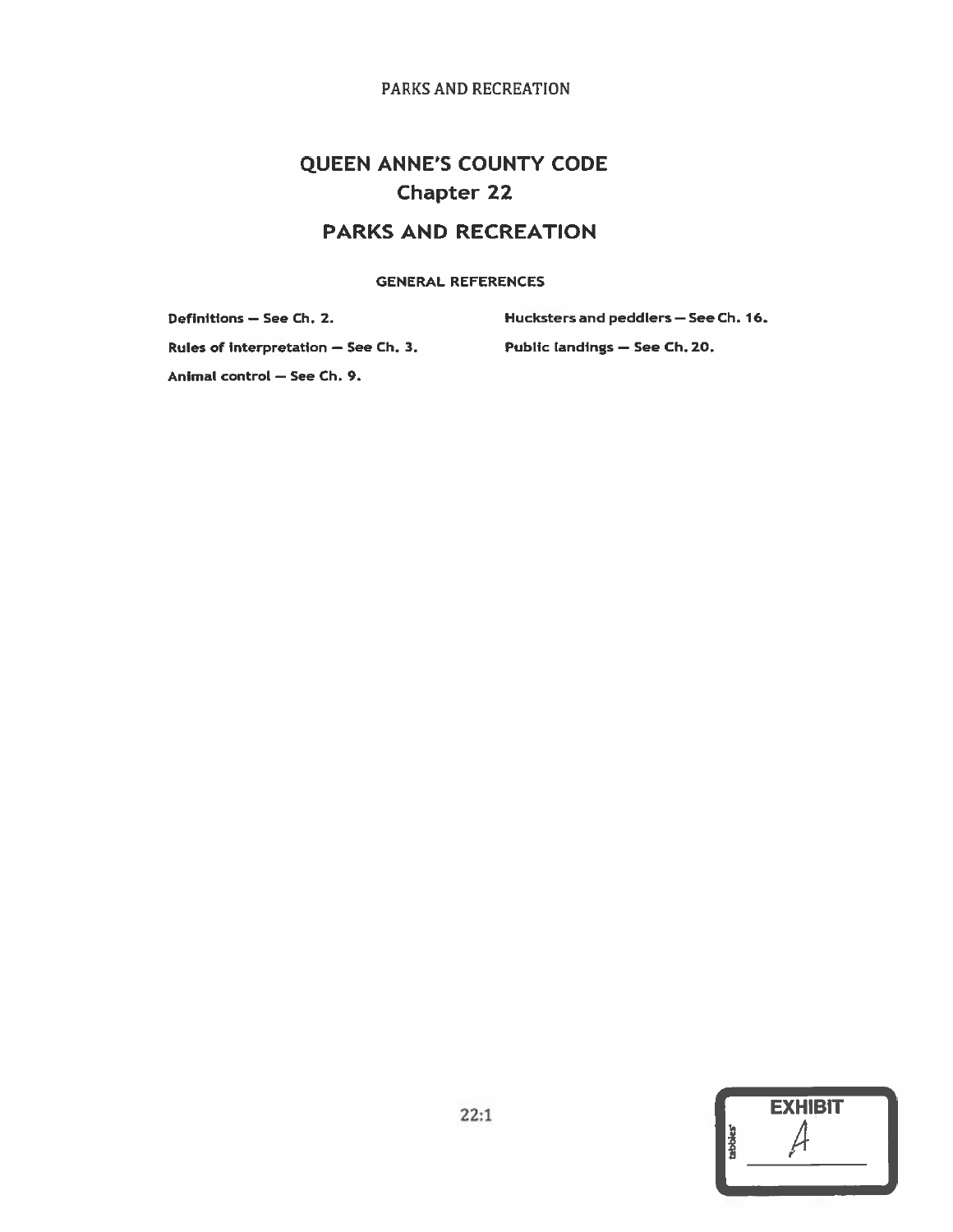# QUEEN ANNE'S COUNTY CODE

## Chapter 22

## PARKS AND RECREATION

### GENERAL REFERENCES

Definitions — See Ch. 2.

Rules of interpretation — See Ch. 3.

Animal control — See Ch. 9.

Hucksters and peddlers — See Ch. 16.

Public landings — See Ch. 20.

EXHIBIT A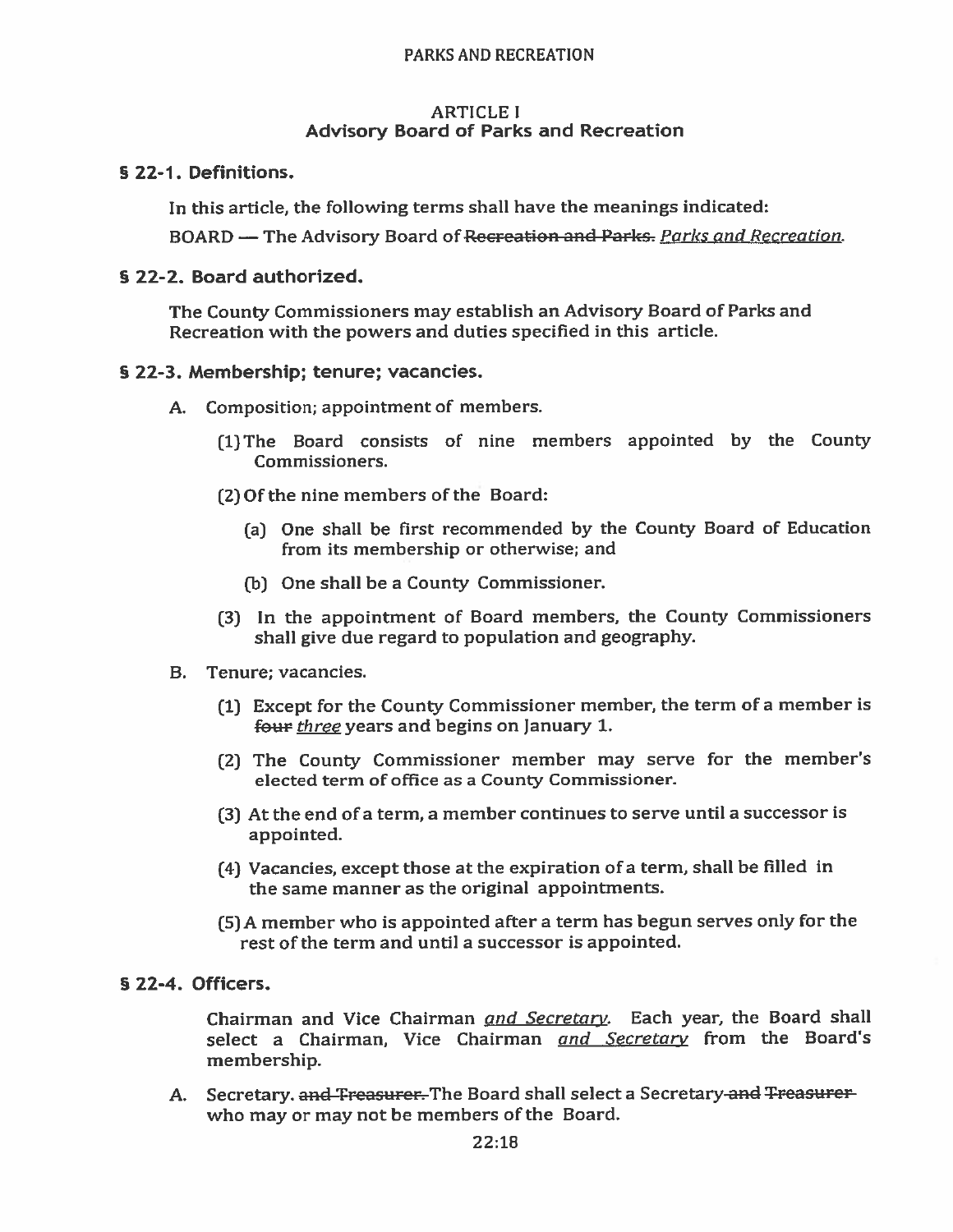# ARTICLE I
## Advisory Board of Parks and Recreation

### § 22-1. Definitions.

In this article, the following terms shall have the meanings indicated:

BOARD — The Advisory Board of ~~Recreation and Parks.~~ *Parks and Recreation.*

### § 22-2. Board authorized.

The County Commissioners may establish an Advisory Board of Parks and Recreation with the powers and duties specified in this article.

### § 22-3. Membership; tenure; vacancies.

A. Composition; appointment of members.

(1) The Board consists of nine members appointed by the County Commissioners.

(2) Of the nine members of the Board:

(a) One shall be first recommended by the County Board of Education from its membership or otherwise; and

(b) One shall be a County Commissioner.

(3) In the appointment of Board members, the County Commissioners shall give due regard to population and geography.

B. Tenure; vacancies.

(1) Except for the County Commissioner member, the term of a member is ~~four~~ *three* years and begins on January 1.

(2) The County Commissioner member may serve for the member's elected term of office as a County Commissioner.

(3) At the end of a term, a member continues to serve until a successor is appointed.

(4) Vacancies, except those at the expiration of a term, shall be filled in the same manner as the original appointments.

(5) A member who is appointed after a term has begun serves only for the rest of the term and until a successor is appointed.

### § 22-4. Officers.

Chairman and Vice Chairman *and Secretary.* Each year, the Board shall select a Chairman, Vice Chairman *and Secretary* from the Board's membership.

A. Secretary. ~~and Treasurer.~~ The Board shall select a Secretary ~~and Treasurer~~ who may or may not be members of the Board.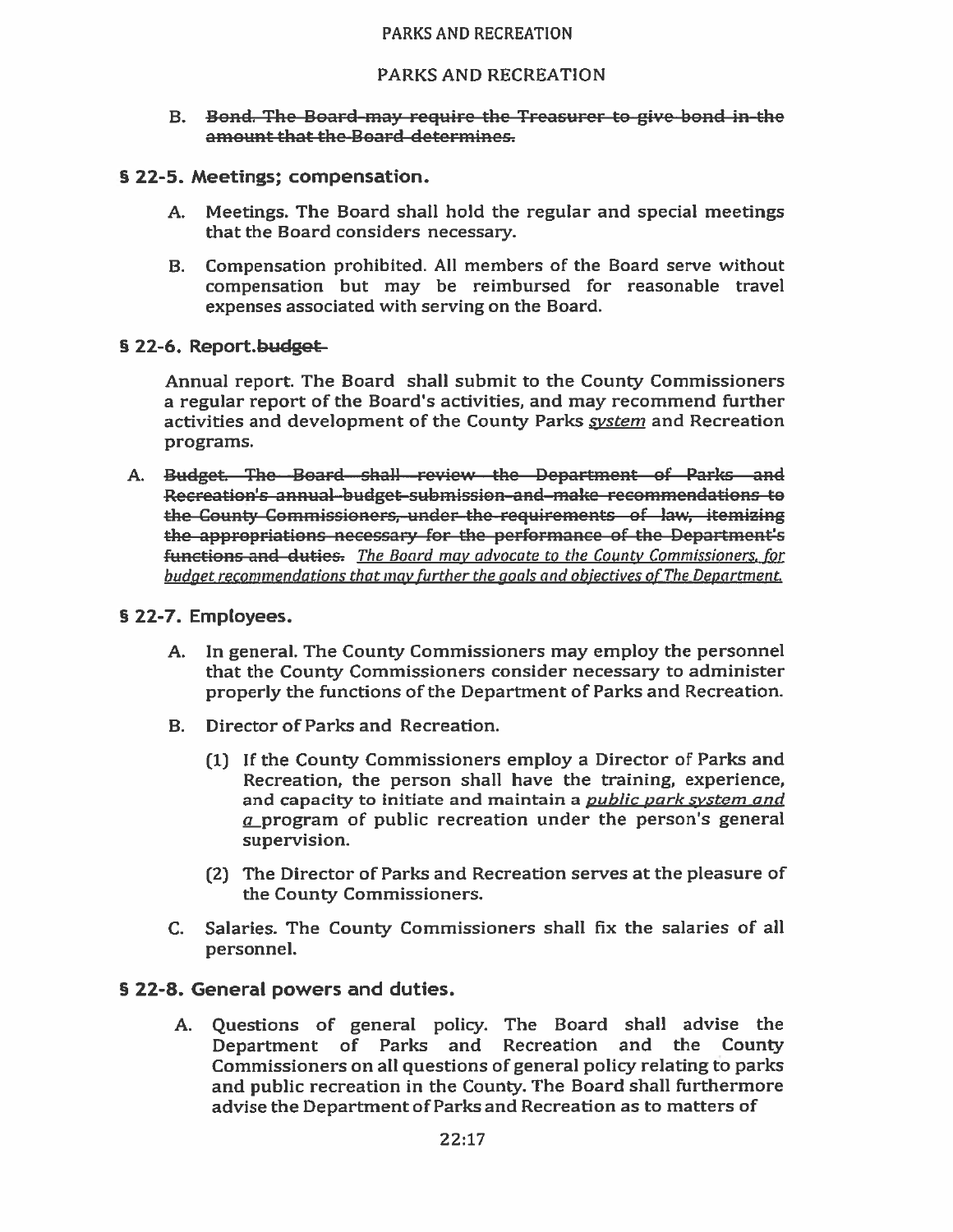## PARKS AND RECREATION

B. ~~Bond. The Board may require the Treasurer to give bond in the amount that the Board determines.~~

### § 22-5. Meetings; compensation.

A. Meetings. The Board shall hold the regular and special meetings that the Board considers necessary.

B. Compensation prohibited. All members of the Board serve without compensation but may be reimbursed for reasonable travel expenses associated with serving on the Board.

### § 22-6. Report.~~budget~~

Annual report. The Board shall submit to the County Commissioners a regular report of the Board's activities, and may recommend further activities and development of the County Parks *system* and Recreation programs.

A. ~~Budget. The Board shall review the Department of Parks and Recreation's annual budget submission and make recommendations to the County Commissioners, under the requirements of law, itemizing the appropriations necessary for the performance of the Department's functions and duties.~~ *The Board may advocate to the County Commissioners, for budget recommendations that may further the goals and objectives of The Department.*

### § 22-7. Employees.

A. In general. The County Commissioners may employ the personnel that the County Commissioners consider necessary to administer properly the functions of the Department of Parks and Recreation.

B. Director of Parks and Recreation.

(1) If the County Commissioners employ a Director of Parks and Recreation, the person shall have the training, experience, and capacity to initiate and maintain a *public park system and a* program of public recreation under the person's general supervision.

(2) The Director of Parks and Recreation serves at the pleasure of the County Commissioners.

C. Salaries. The County Commissioners shall fix the salaries of all personnel.

### § 22-8. General powers and duties.

A. Questions of general policy. The Board shall advise the Department of Parks and Recreation and the County Commissioners on all questions of general policy relating to parks and public recreation in the County. The Board shall furthermore advise the Department of Parks and Recreation as to matters of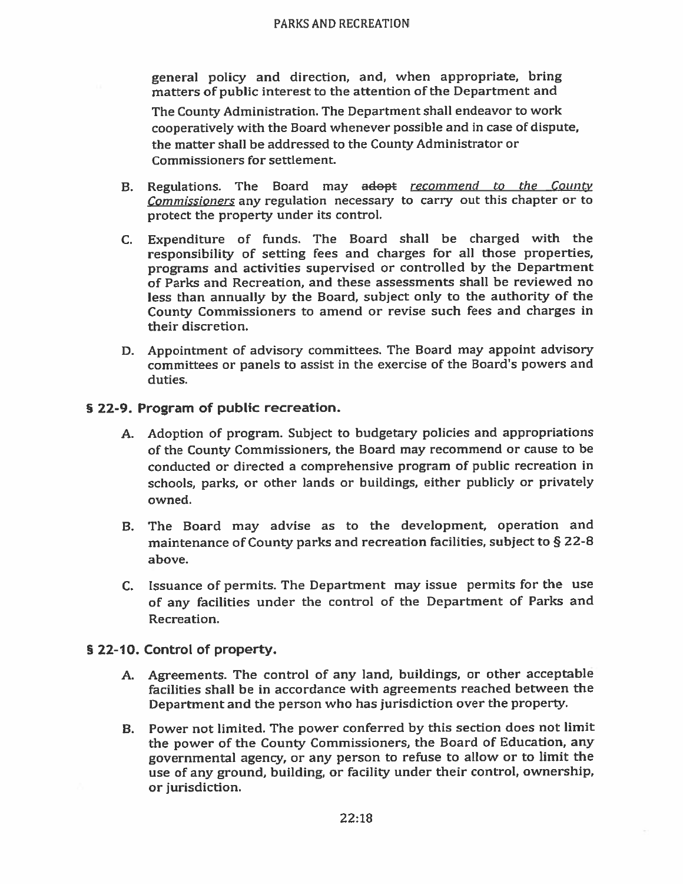general policy and direction, and, when appropriate, bring matters of public interest to the attention of the Department and The County Administration. The Department shall endeavor to work cooperatively with the Board whenever possible and in case of dispute, the matter shall be addressed to the County Administrator or Commissioners for settlement.

B. Regulations. The Board may ~~adopt~~ *recommend to the County Commissioners* any regulation necessary to carry out this chapter or to protect the property under its control.

C. Expenditure of funds. The Board shall be charged with the responsibility of setting fees and charges for all those properties, programs and activities supervised or controlled by the Department of Parks and Recreation, and these assessments shall be reviewed no less than annually by the Board, subject only to the authority of the County Commissioners to amend or revise such fees and charges in their discretion.

D. Appointment of advisory committees. The Board may appoint advisory committees or panels to assist in the exercise of the Board's powers and duties.

## § 22-9. Program of public recreation.

A. Adoption of program. Subject to budgetary policies and appropriations of the County Commissioners, the Board may recommend or cause to be conducted or directed a comprehensive program of public recreation in schools, parks, or other lands or buildings, either publicly or privately owned.

B. The Board may advise as to the development, operation and maintenance of County parks and recreation facilities, subject to § 22-8 above.

C. Issuance of permits. The Department may issue permits for the use of any facilities under the control of the Department of Parks and Recreation.

## § 22-10. Control of property.

A. Agreements. The control of any land, buildings, or other acceptable facilities shall be in accordance with agreements reached between the Department and the person who has jurisdiction over the property.

B. Power not limited. The power conferred by this section does not limit the power of the County Commissioners, the Board of Education, any governmental agency, or any person to refuse to allow or to limit the use of any ground, building, or facility under their control, ownership, or jurisdiction.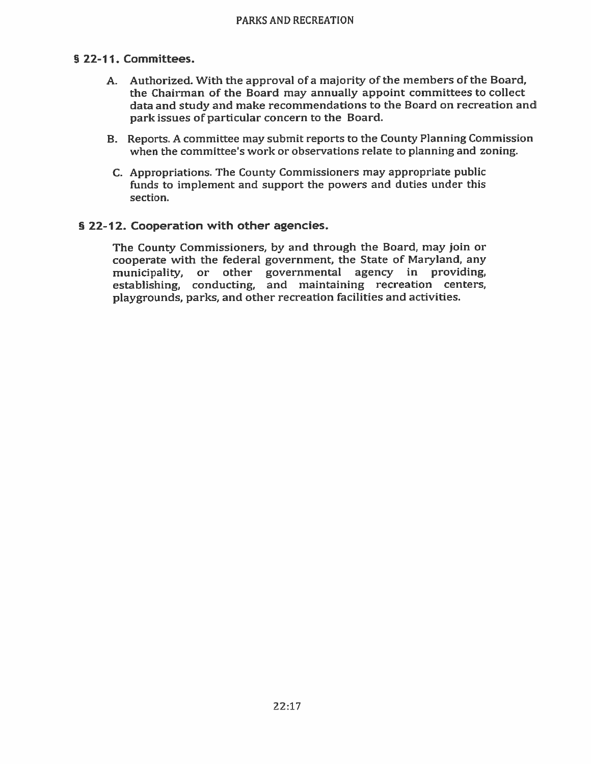## § 22-11. Committees.

A. Authorized. With the approval of a majority of the members of the Board, the Chairman of the Board may annually appoint committees to collect data and study and make recommendations to the Board on recreation and park issues of particular concern to the Board.

B. Reports. A committee may submit reports to the County Planning Commission when the committee's work or observations relate to planning and zoning.

C. Appropriations. The County Commissioners may appropriate public funds to implement and support the powers and duties under this section.

## § 22-12. Cooperation with other agencies.

The County Commissioners, by and through the Board, may join or cooperate with the federal government, the State of Maryland, any municipality, or other governmental agency in providing, establishing, conducting, and maintaining recreation centers, playgrounds, parks, and other recreation facilities and activities.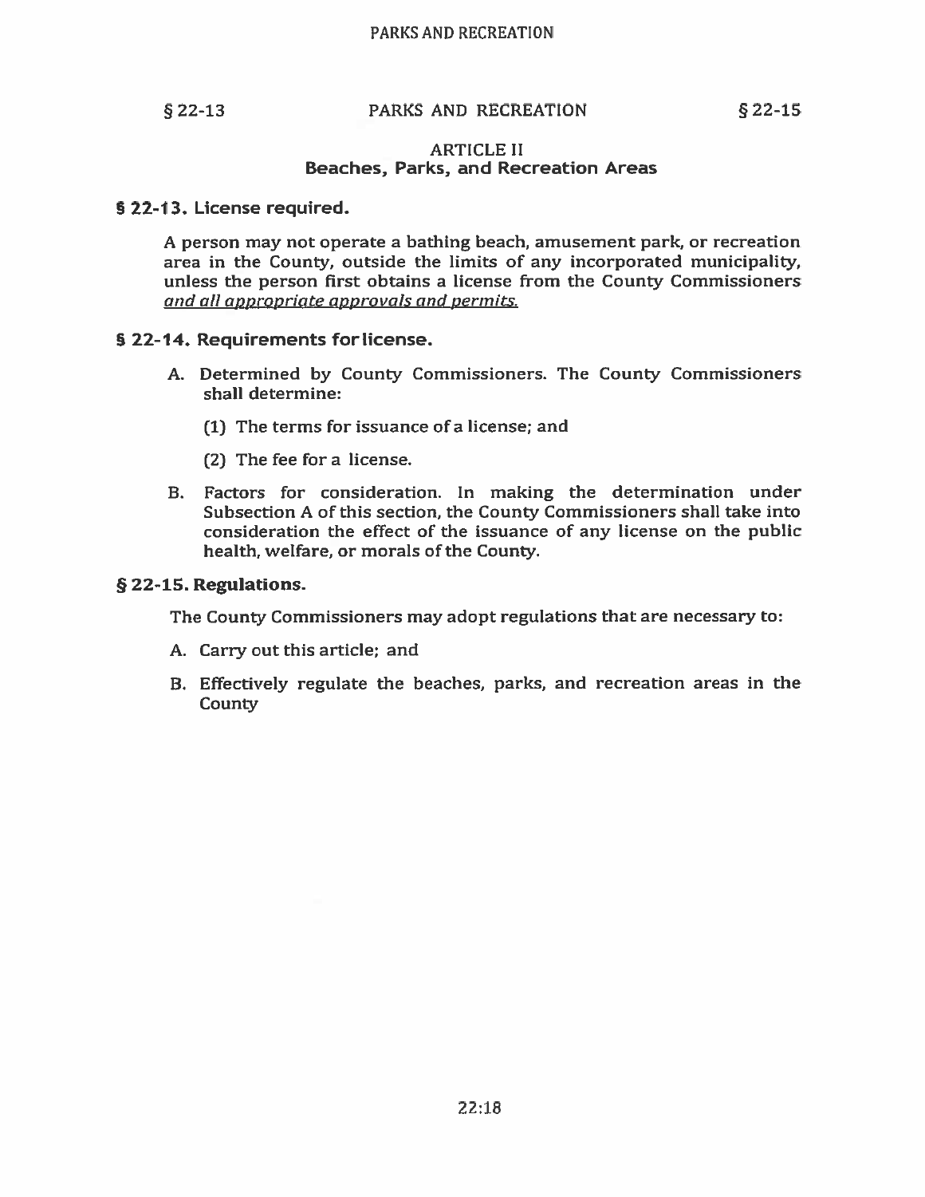## ARTICLE II
## Beaches, Parks, and Recreation Areas

### § 22-13. License required.

A person may not operate a bathing beach, amusement park, or recreation area in the County, outside the limits of any incorporated municipality, unless the person first obtains a license from the County Commissioners *and all appropriate approvals and permits.*

### § 22-14. Requirements for license.

A. Determined by County Commissioners. The County Commissioners shall determine:

(1) The terms for issuance of a license; and

(2) The fee for a license.

B. Factors for consideration. In making the determination under Subsection A of this section, the County Commissioners shall take into consideration the effect of the issuance of any license on the public health, welfare, or morals of the County.

### § 22-15. Regulations.

The County Commissioners may adopt regulations that are necessary to:

A. Carry out this article; and

B. Effectively regulate the beaches, parks, and recreation areas in the County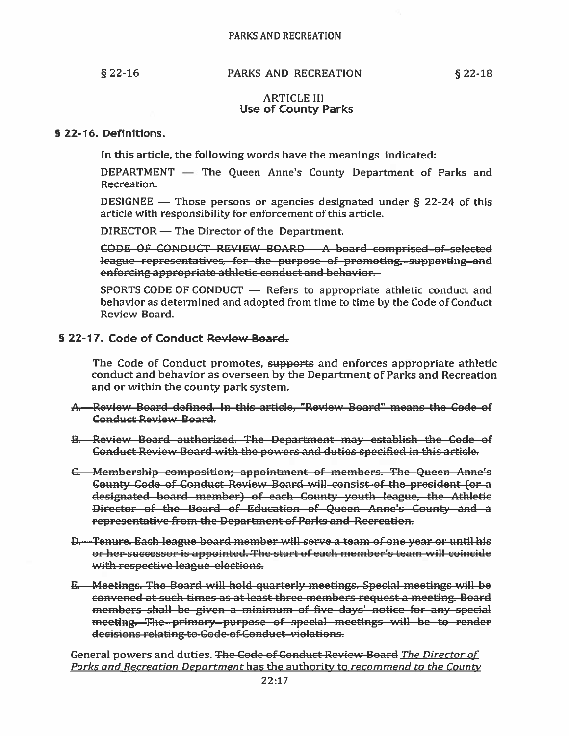## ARTICLE III
## Use of County Parks

### § 22-16. Definitions.

In this article, the following words have the meanings indicated:

DEPARTMENT — The Queen Anne's County Department of Parks and Recreation.

DESIGNEE — Those persons or agencies designated under § 22-24 of this article with responsibility for enforcement of this article.

DIRECTOR — The Director of the Department.

~~CODE OF CONDUCT REVIEW BOARD — A board comprised of selected league representatives, for the purpose of promoting, supporting and enforcing appropriate athletic conduct and behavior.~~

SPORTS CODE OF CONDUCT — Refers to appropriate athletic conduct and behavior as determined and adopted from time to time by the Code of Conduct Review Board.

### § 22-17. Code of Conduct ~~Review Board.~~

The Code of Conduct promotes, ~~supports~~ and enforces appropriate athletic conduct and behavior as overseen by the Department of Parks and Recreation and or within the county park system.

~~A. Review Board defined. In this article, "Review Board" means the Code of Conduct Review Board.~~

~~B. Review Board authorized. The Department may establish the Code of Conduct Review Board with the powers and duties specified in this article.~~

~~C. Membership composition; appointment of members. The Queen Anne's County Code of Conduct Review Board will consist of the president (or a designated board member) of each County youth league, the Athletic Director of the Board of Education of Queen Anne's County and a representative from the Department of Parks and Recreation.~~

~~D. Tenure. Each league board member will serve a team of one year or until his or her successor is appointed. The start of each member's team will coincide with respective league elections.~~

~~E. Meetings. The Board will hold quarterly meetings. Special meetings will be convened at such times as at least three members request a meeting. Board members shall be given a minimum of five days' notice for any special meeting. The primary purpose of special meetings will be to render decisions relating to Code of Conduct violations.~~

General powers and duties. ~~The Code of Conduct Review Board~~ *The Director of Parks and Recreation Department* has the authority to *recommend to the County*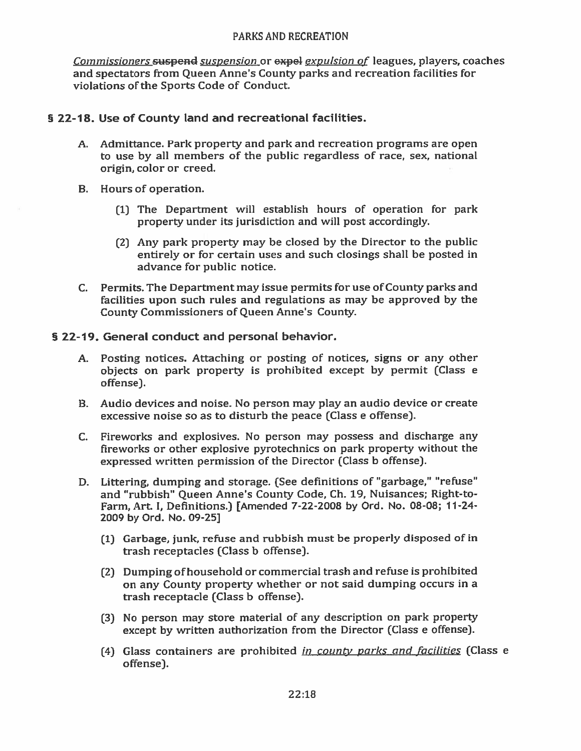*Commissioners* ~~suspend~~ *suspension* or ~~expel~~ *expulsion of* leagues, players, coaches and spectators from Queen Anne's County parks and recreation facilities for violations of the Sports Code of Conduct.

## § 22-18. Use of County land and recreational facilities.

A. Admittance. Park property and park and recreation programs are open to use by all members of the public regardless of race, sex, national origin, color or creed.

B. Hours of operation.

   (1) The Department will establish hours of operation for park property under its jurisdiction and will post accordingly.

   (2) Any park property may be closed by the Director to the public entirely or for certain uses and such closings shall be posted in advance for public notice.

C. Permits. The Department may issue permits for use of County parks and facilities upon such rules and regulations as may be approved by the County Commissioners of Queen Anne's County.

## § 22-19. General conduct and personal behavior.

A. Posting notices. Attaching or posting of notices, signs or any other objects on park property is prohibited except by permit (Class e offense).

B. Audio devices and noise. No person may play an audio device or create excessive noise so as to disturb the peace (Class e offense).

C. Fireworks and explosives. No person may possess and discharge any fireworks or other explosive pyrotechnics on park property without the expressed written permission of the Director (Class b offense).

D. Littering, dumping and storage. (See definitions of "garbage," "refuse" and "rubbish" Queen Anne's County Code, Ch. 19, Nuisances; Right-to-Farm, Art. I, Definitions.) [Amended 7-22-2008 by Ord. No. 08-08; 11-24-2009 by Ord. No. 09-25]

   (1) Garbage, junk, refuse and rubbish must be properly disposed of in trash receptacles (Class b offense).

   (2) Dumping of household or commercial trash and refuse is prohibited on any County property whether or not said dumping occurs in a trash receptacle (Class b offense).

   (3) No person may store material of any description on park property except by written authorization from the Director (Class e offense).

   (4) Glass containers are prohibited *in county parks and facilities* (Class e offense).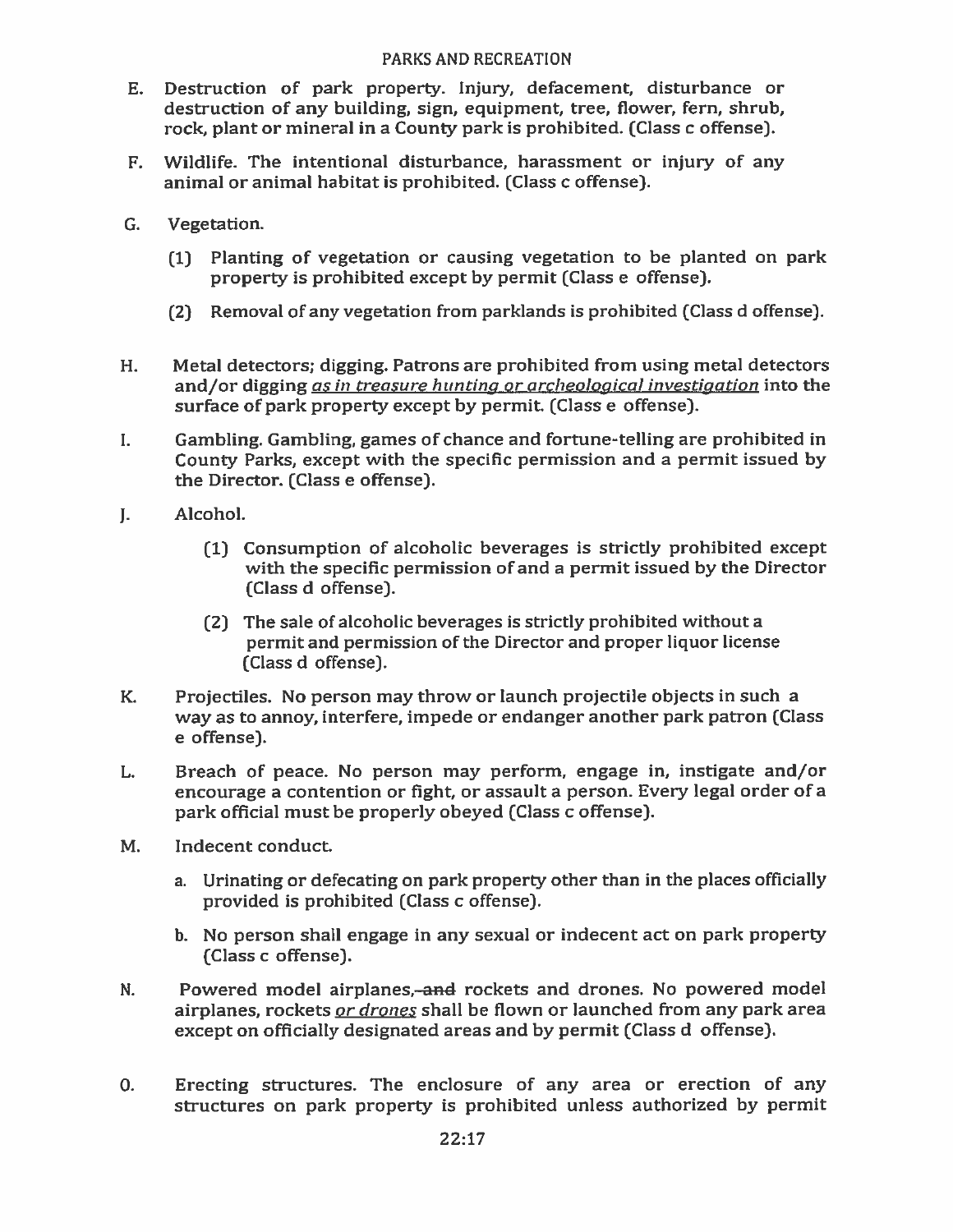E. Destruction of park property. Injury, defacement, disturbance or destruction of any building, sign, equipment, tree, flower, fern, shrub, rock, plant or mineral in a County park is prohibited. (Class c offense).

F. Wildlife. The intentional disturbance, harassment or injury of any animal or animal habitat is prohibited. (Class c offense).

G. Vegetation.

   (1) Planting of vegetation or causing vegetation to be planted on park property is prohibited except by permit (Class e offense).

   (2) Removal of any vegetation from parklands is prohibited (Class d offense).

H. Metal detectors; digging. Patrons are prohibited from using metal detectors and/or digging <u>*as in treasure hunting or archeological investigation*</u> into the surface of park property except by permit. (Class e offense).

I. Gambling. Gambling, games of chance and fortune-telling are prohibited in County Parks, except with the specific permission and a permit issued by the Director. (Class e offense).

J. Alcohol.

   (1) Consumption of alcoholic beverages is strictly prohibited except with the specific permission of and a permit issued by the Director (Class d offense).

   (2) The sale of alcoholic beverages is strictly prohibited without a permit and permission of the Director and proper liquor license (Class d offense).

K. Projectiles. No person may throw or launch projectile objects in such a way as to annoy, interfere, impede or endanger another park patron (Class e offense).

L. Breach of peace. No person may perform, engage in, instigate and/or encourage a contention or fight, or assault a person. Every legal order of a park official must be properly obeyed (Class c offense).

M. Indecent conduct.

   a. Urinating or defecating on park property other than in the places officially provided is prohibited (Class c offense).

   b. No person shall engage in any sexual or indecent act on park property (Class c offense).

N. Powered model airplanes, ~~and~~ rockets and drones. No powered model airplanes, rockets <u>*or drones*</u> shall be flown or launched from any park area except on officially designated areas and by permit (Class d offense).

O. Erecting structures. The enclosure of any area or erection of any structures on park property is prohibited unless authorized by permit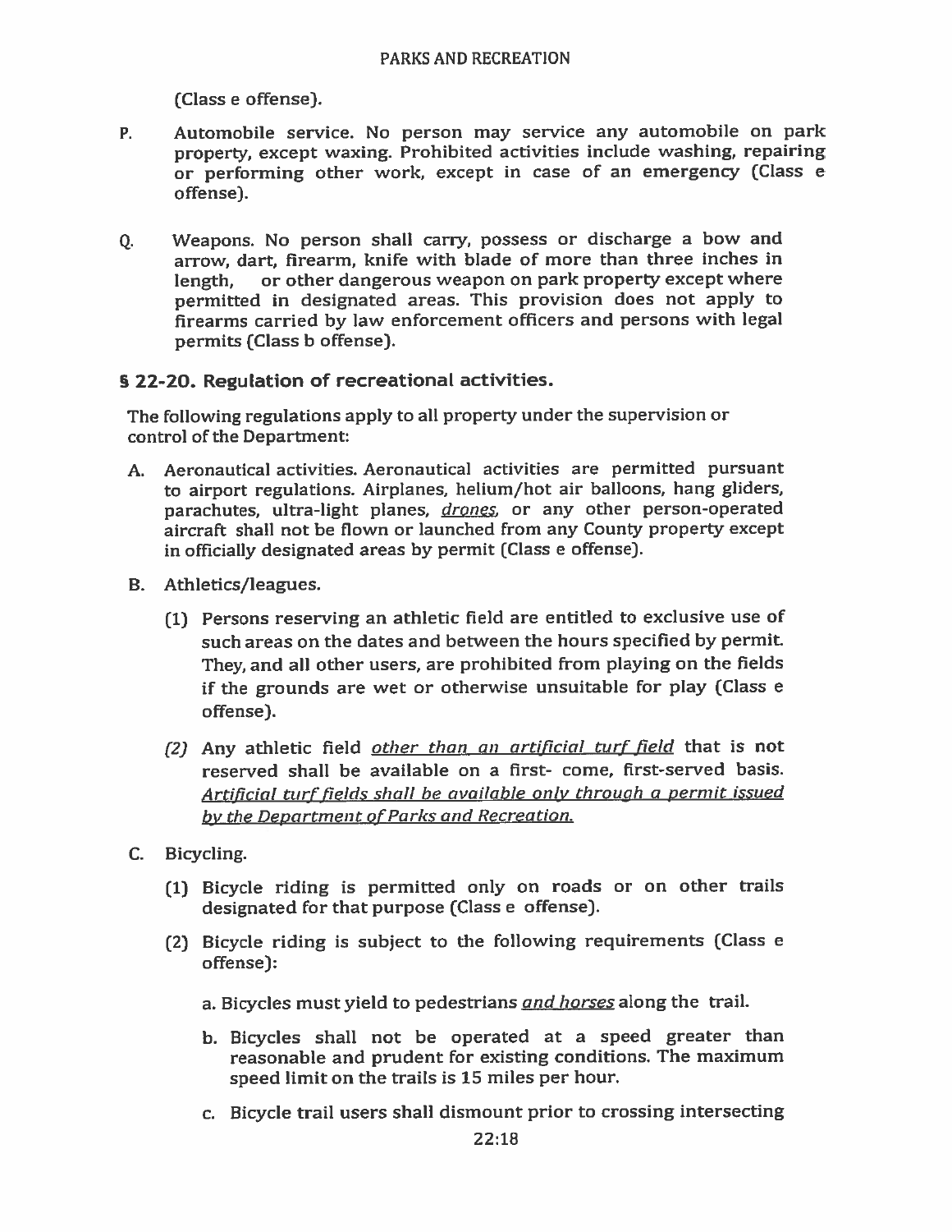(Class e offense).

P. Automobile service. No person may service any automobile on park property, except waxing. Prohibited activities include washing, repairing or performing other work, except in case of an emergency (Class e offense).

Q. Weapons. No person shall carry, possess or discharge a bow and arrow, dart, firearm, knife with blade of more than three inches in length, or other dangerous weapon on park property except where permitted in designated areas. This provision does not apply to firearms carried by law enforcement officers and persons with legal permits (Class b offense).

## § 22-20. Regulation of recreational activities.

The following regulations apply to all property under the supervision or control of the Department:

A. Aeronautical activities. Aeronautical activities are permitted pursuant to airport regulations. Airplanes, helium/hot air balloons, hang gliders, parachutes, ultra-light planes, *drones*, or any other person-operated aircraft shall not be flown or launched from any County property except in officially designated areas by permit (Class e offense).

B. Athletics/leagues.

   (1) Persons reserving an athletic field are entitled to exclusive use of such areas on the dates and between the hours specified by permit. They, and all other users, are prohibited from playing on the fields if the grounds are wet or otherwise unsuitable for play (Class e offense).

   (2) Any athletic field *other than an artificial turf field* that is not reserved shall be available on a first- come, first-served basis. *Artificial turf fields shall be available only through a permit issued by the Department of Parks and Recreation.*

C. Bicycling.

   (1) Bicycle riding is permitted only on roads or on other trails designated for that purpose (Class e offense).

   (2) Bicycle riding is subject to the following requirements (Class e offense):

      a. Bicycles must yield to pedestrians *and horses* along the trail.

      b. Bicycles shall not be operated at a speed greater than reasonable and prudent for existing conditions. The maximum speed limit on the trails is 15 miles per hour.

      c. Bicycle trail users shall dismount prior to crossing intersecting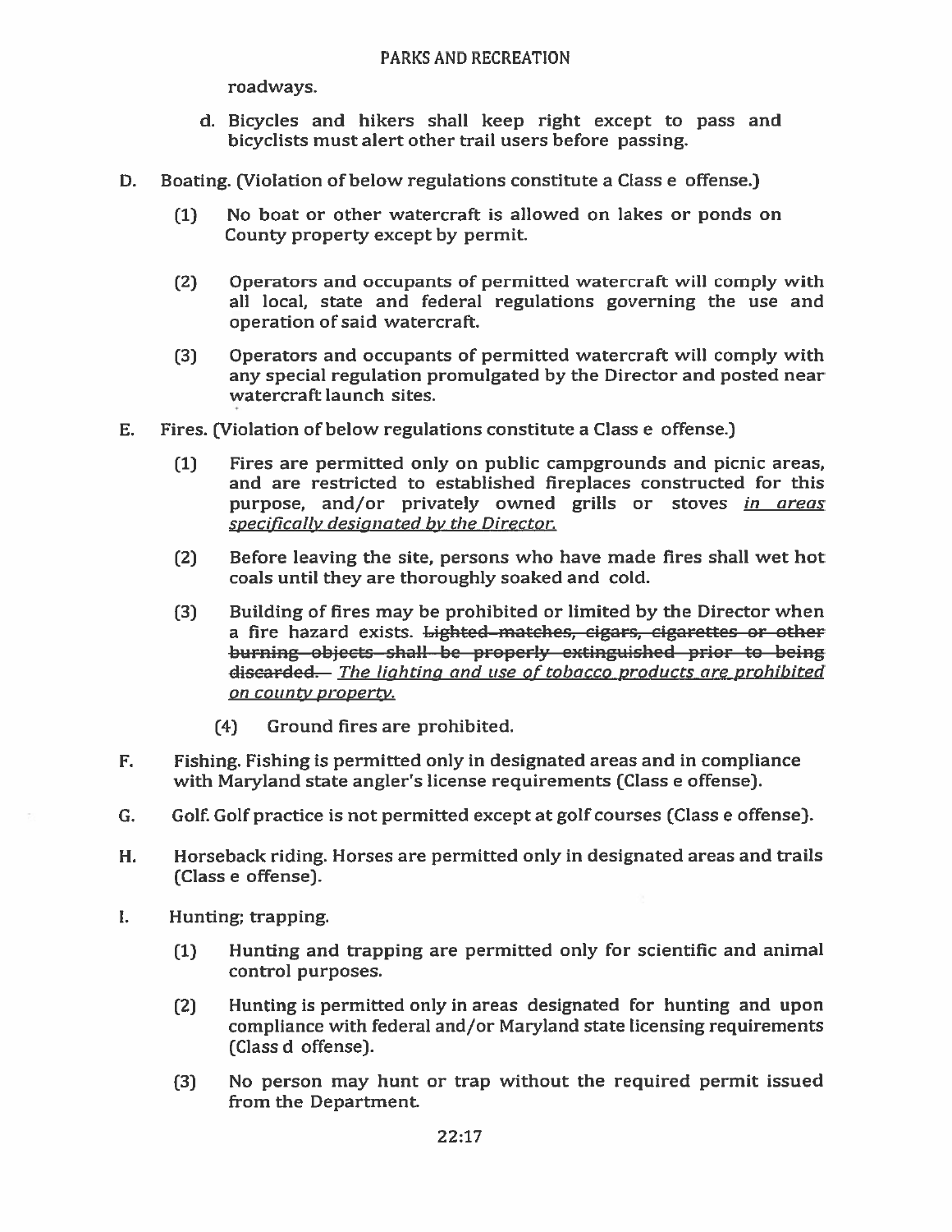roadways.

d. Bicycles and hikers shall keep right except to pass and bicyclists must alert other trail users before passing.

D. Boating. (Violation of below regulations constitute a Class e offense.)

(1) No boat or other watercraft is allowed on lakes or ponds on County property except by permit.

(2) Operators and occupants of permitted watercraft will comply with all local, state and federal regulations governing the use and operation of said watercraft.

(3) Operators and occupants of permitted watercraft will comply with any special regulation promulgated by the Director and posted near watercraft launch sites.

E. Fires. (Violation of below regulations constitute a Class e offense.)

(1) Fires are permitted only on public campgrounds and picnic areas, and are restricted to established fireplaces constructed for this purpose, and/or privately owned grills or stoves *in areas specifically designated by the Director.*

(2) Before leaving the site, persons who have made fires shall wet hot coals until they are thoroughly soaked and cold.

(3) Building of fires may be prohibited or limited by the Director when a fire hazard exists. ~~Lighted matches, cigars, cigarettes or other burning objects shall be properly extinguished prior to being discarded.~~ *The lighting and use of tobacco products are prohibited on county property.*

(4) Ground fires are prohibited.

F. Fishing. Fishing is permitted only in designated areas and in compliance with Maryland state angler's license requirements (Class e offense).

G. Golf. Golf practice is not permitted except at golf courses (Class e offense).

H. Horseback riding. Horses are permitted only in designated areas and trails (Class e offense).

I. Hunting; trapping.

(1) Hunting and trapping are permitted only for scientific and animal control purposes.

(2) Hunting is permitted only in areas designated for hunting and upon compliance with federal and/or Maryland state licensing requirements (Class d offense).

(3) No person may hunt or trap without the required permit issued from the Department.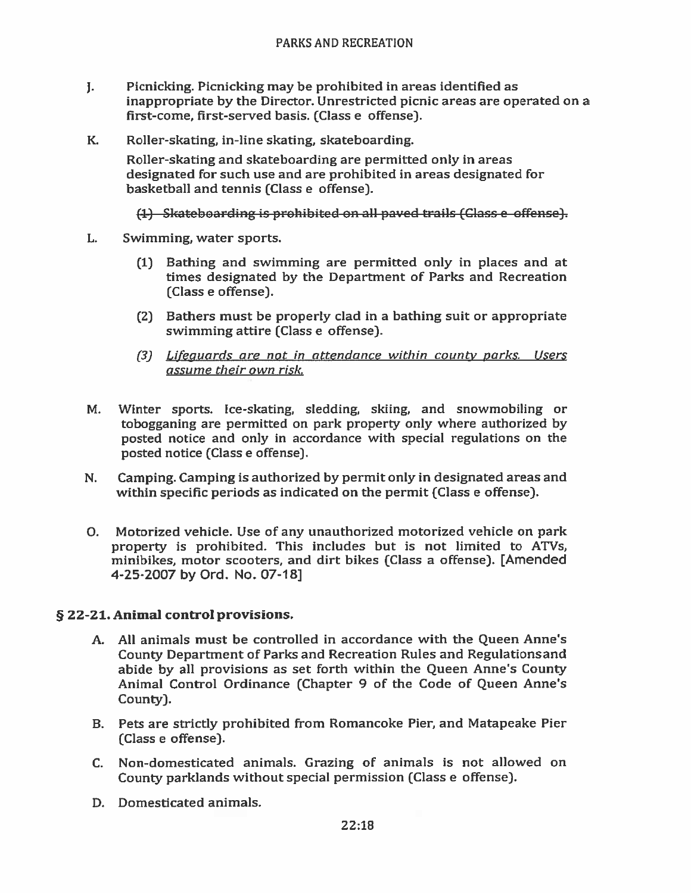J. Picnicking. Picnicking may be prohibited in areas identified as inappropriate by the Director. Unrestricted picnic areas are operated on a first-come, first-served basis. (Class e offense).

K. Roller-skating, in-line skating, skateboarding.

Roller-skating and skateboarding are permitted only in areas designated for such use and are prohibited in areas designated for basketball and tennis (Class e offense).

~~(1) Skateboarding is prohibited on all paved trails (Class e offense).~~

L. Swimming, water sports.

(1) Bathing and swimming are permitted only in places and at times designated by the Department of Parks and Recreation (Class e offense).

(2) Bathers must be properly clad in a bathing suit or appropriate swimming attire (Class e offense).

*(3) Lifeguards are not in attendance within county parks. Users assume their own risk.*

M. Winter sports. Ice-skating, sledding, skiing, and snowmobiling or tobogganing are permitted on park property only where authorized by posted notice and only in accordance with special regulations on the posted notice (Class e offense).

N. Camping. Camping is authorized by permit only in designated areas and within specific periods as indicated on the permit (Class e offense).

O. Motorized vehicle. Use of any unauthorized motorized vehicle on park property is prohibited. This includes but is not limited to ATVs, minibikes, motor scooters, and dirt bikes (Class a offense). [Amended 4-25-2007 by Ord. No. 07-18]

## § 22-21. Animal control provisions.

A. All animals must be controlled in accordance with the Queen Anne's County Department of Parks and Recreation Rules and Regulationsand abide by all provisions as set forth within the Queen Anne's County Animal Control Ordinance (Chapter 9 of the Code of Queen Anne's County).

B. Pets are strictly prohibited from Romancoke Pier, and Matapeake Pier (Class e offense).

C. Non-domesticated animals. Grazing of animals is not allowed on County parklands without special permission (Class e offense).

D. Domesticated animals.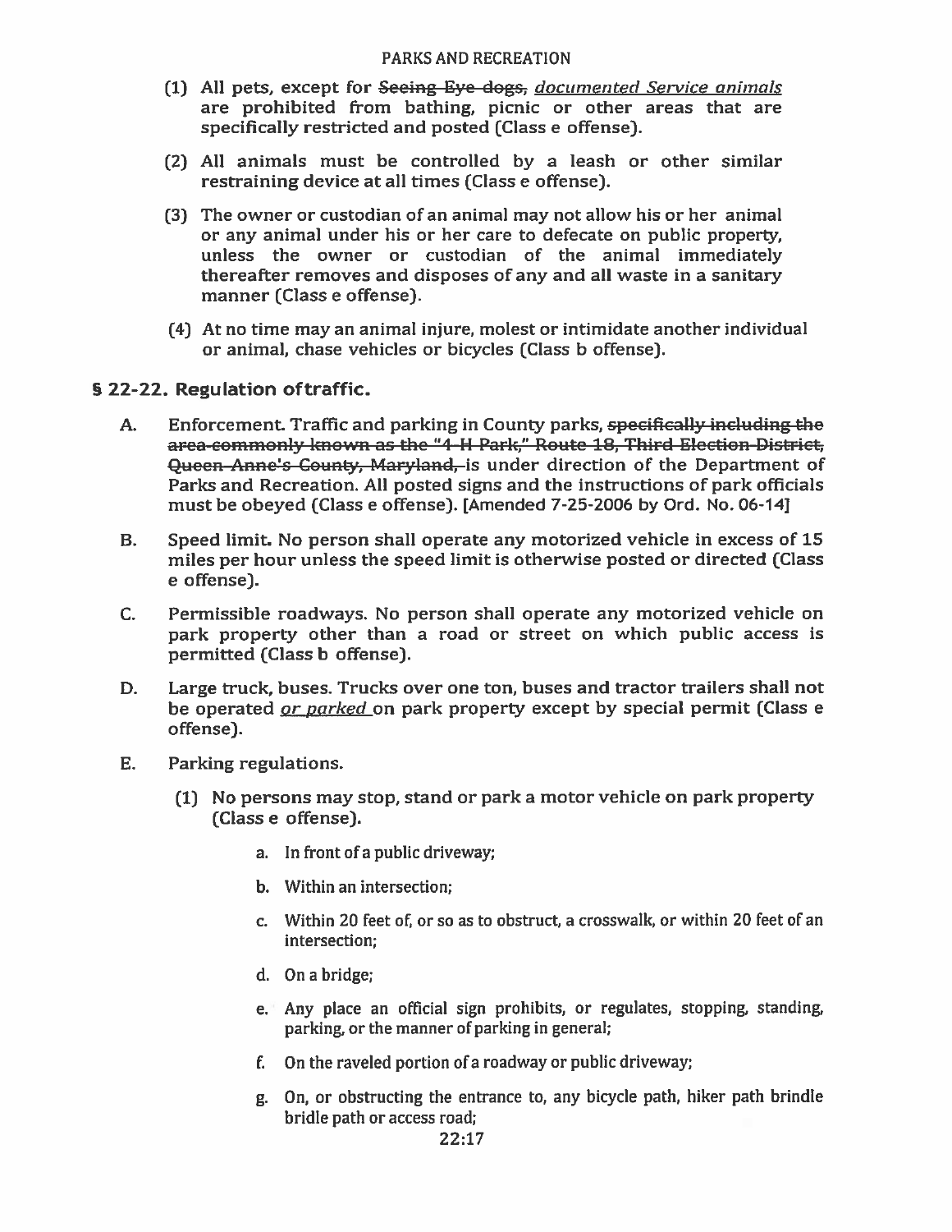(1) All pets, except for ~~Seeing Eye dogs,~~ *documented Service animals* are prohibited from bathing, picnic or other areas that are specifically restricted and posted (Class e offense).

(2) All animals must be controlled by a leash or other similar restraining device at all times (Class e offense).

(3) The owner or custodian of an animal may not allow his or her animal or any animal under his or her care to defecate on public property, unless the owner or custodian of the animal immediately thereafter removes and disposes of any and all waste in a sanitary manner (Class e offense).

(4) At no time may an animal injure, molest or intimidate another individual or animal, chase vehicles or bicycles (Class b offense).

## § 22-22. Regulation of traffic.

A. Enforcement. Traffic and parking in County parks, ~~specifically including the area commonly known as the "4-H Park," Route 18, Third Election District, Queen Anne's County, Maryland,~~ is under direction of the Department of Parks and Recreation. All posted signs and the instructions of park officials must be obeyed (Class e offense). [Amended 7-25-2006 by Ord. No. 06-14]

B. Speed limit. No person shall operate any motorized vehicle in excess of 15 miles per hour unless the speed limit is otherwise posted or directed (Class e offense).

C. Permissible roadways. No person shall operate any motorized vehicle on park property other than a road or street on which public access is permitted (Class b offense).

D. Large truck, buses. Trucks over one ton, buses and tractor trailers shall not be operated *or parked* on park property except by special permit (Class e offense).

E. Parking regulations.

(1) No persons may stop, stand or park a motor vehicle on park property (Class e offense).

a. In front of a public driveway;

b. Within an intersection;

c. Within 20 feet of, or so as to obstruct, a crosswalk, or within 20 feet of an intersection;

d. On a bridge;

e. Any place an official sign prohibits, or regulates, stopping, standing, parking, or the manner of parking in general;

f. On the raveled portion of a roadway or public driveway;

g. On, or obstructing the entrance to, any bicycle path, hiker path brindle bridle path or access road;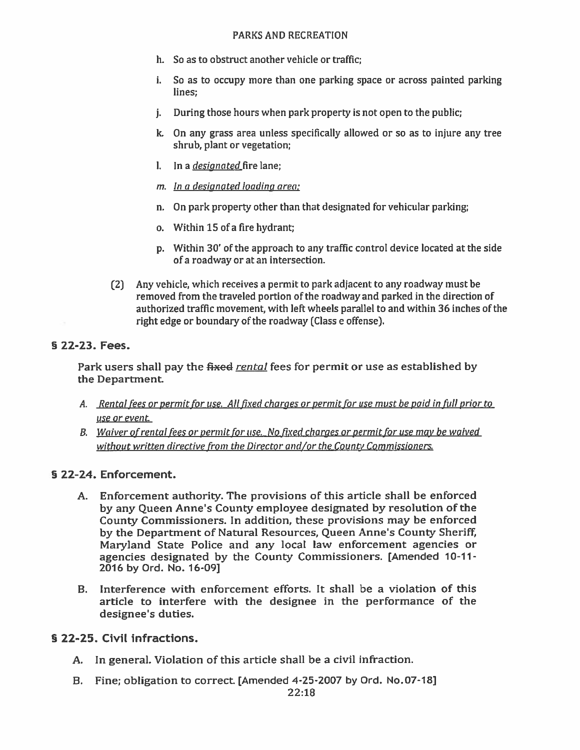h. So as to obstruct another vehicle or traffic;

i. So as to occupy more than one parking space or across painted parking lines;

j. During those hours when park property is not open to the public;

k. On any grass area unless specifically allowed or so as to injure any tree shrub, plant or vegetation;

l. In a *designated* fire lane;

m. *In a designated loading area;*

n. On park property other than that designated for vehicular parking;

o. Within 15 of a fire hydrant;

p. Within 30' of the approach to any traffic control device located at the side of a roadway or at an intersection.

(2) Any vehicle, which receives a permit to park adjacent to any roadway must be removed from the traveled portion of the roadway and parked in the direction of authorized traffic movement, with left wheels parallel to and within 36 inches of the right edge or boundary of the roadway (Class e offense).

## § 22-23. Fees.

Park users shall pay the ~~fixed~~ *rental* fees for permit or use as established by the Department.

A. *Rental fees or permit for use. All fixed charges or permit for use must be paid in full prior to use or event.*

B. *Waiver of rental fees or permit for use. No fixed charges or permit for use may be waived without written directive from the Director and/or the County Commissioners.*

## § 22-24. Enforcement.

A. Enforcement authority. The provisions of this article shall be enforced by any Queen Anne's County employee designated by resolution of the County Commissioners. In addition, these provisions may be enforced by the Department of Natural Resources, Queen Anne's County Sheriff, Maryland State Police and any local law enforcement agencies or agencies designated by the County Commissioners. [Amended 10-11-2016 by Ord. No. 16-09]

B. Interference with enforcement efforts. It shall be a violation of this article to interfere with the designee in the performance of the designee's duties.

## § 22-25. Civil infractions.

A. In general. Violation of this article shall be a civil infraction.

B. Fine; obligation to correct. [Amended 4-25-2007 by Ord. No.07-18]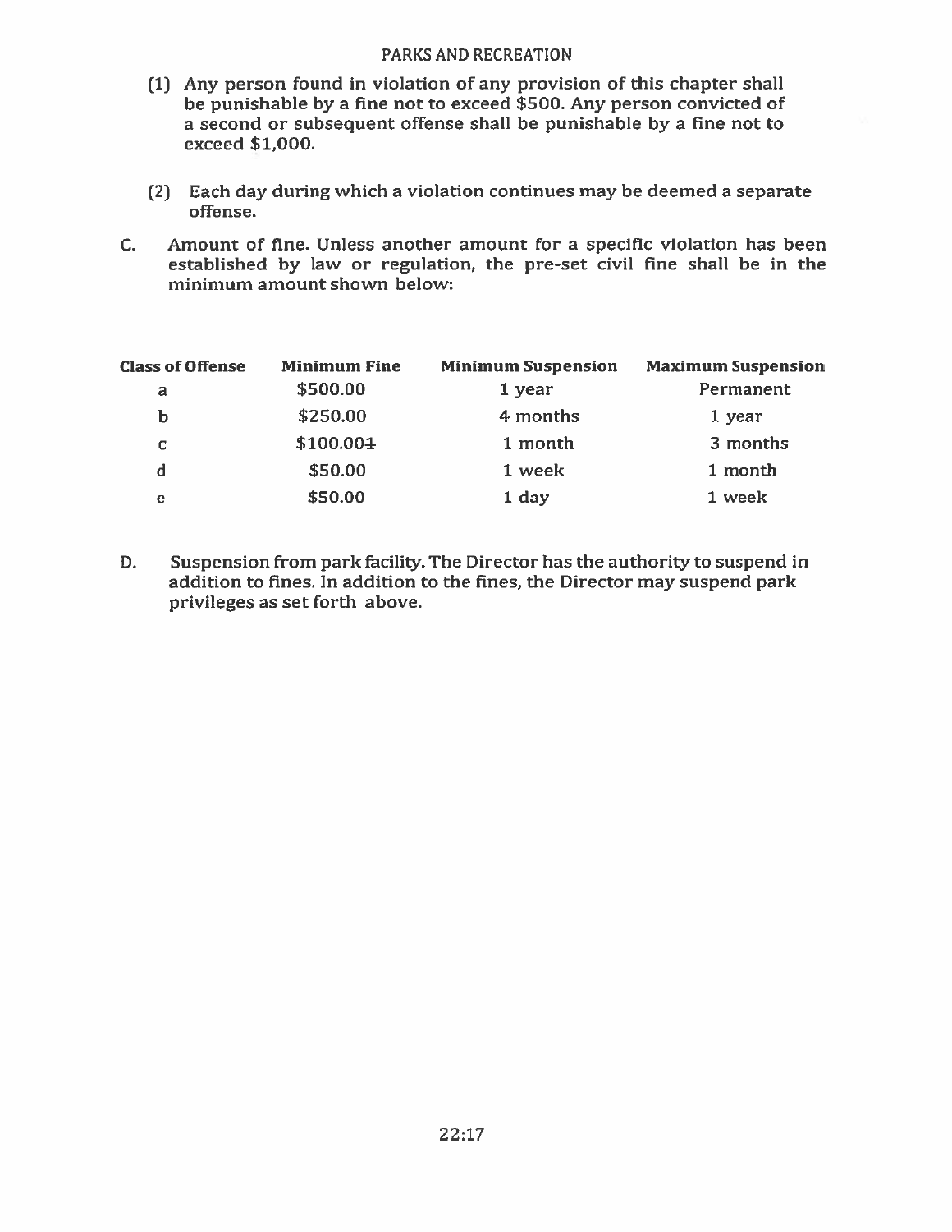(1) Any person found in violation of any provision of this chapter shall be punishable by a fine not to exceed $500. Any person convicted of a second or subsequent offense shall be punishable by a fine not to exceed $1,000.

(2) Each day during which a violation continues may be deemed a separate offense.

C. Amount of fine. Unless another amount for a specific violation has been established by law or regulation, the pre-set civil fine shall be in the minimum amount shown below:

| Class of Offense | Minimum Fine | Minimum Suspension | Maximum Suspension |
|---|---|---|---|
| a | $500.00 | 1 year | Permanent |
| b | $250.00 | 4 months | 1 year |
| c | $100.00~~1~~ | 1 month | 3 months |
| d | $50.00 | 1 week | 1 month |
| e | $50.00 | 1 day | 1 week |

D. Suspension from park facility. The Director has the authority to suspend in addition to fines. In addition to the fines, the Director may suspend park privileges as set forth above.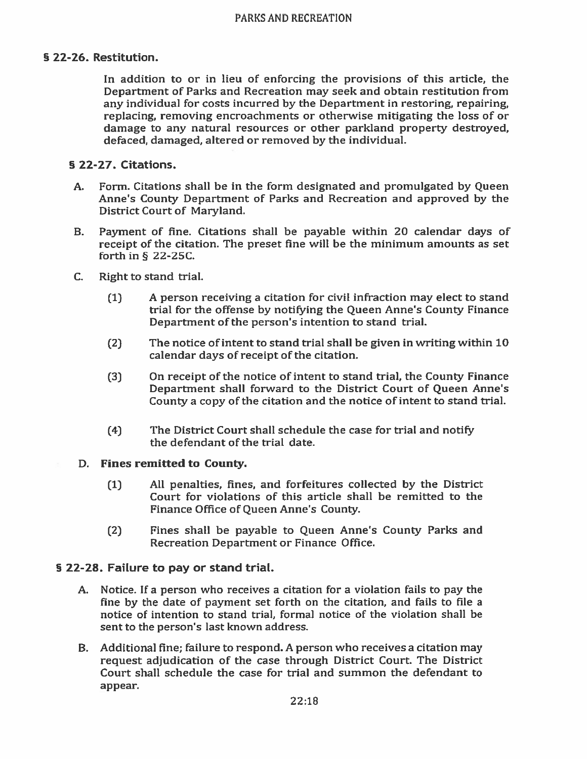## § 22-26. Restitution.

In addition to or in lieu of enforcing the provisions of this article, the Department of Parks and Recreation may seek and obtain restitution from any individual for costs incurred by the Department in restoring, repairing, replacing, removing encroachments or otherwise mitigating the loss of or damage to any natural resources or other parkland property destroyed, defaced, damaged, altered or removed by the individual.

## § 22-27. Citations.

A. Form. Citations shall be in the form designated and promulgated by Queen Anne's County Department of Parks and Recreation and approved by the District Court of Maryland.

B. Payment of fine. Citations shall be payable within 20 calendar days of receipt of the citation. The preset fine will be the minimum amounts as set forth in § 22-25C.

C. Right to stand trial.

(1) A person receiving a citation for civil infraction may elect to stand trial for the offense by notifying the Queen Anne's County Finance Department of the person's intention to stand trial.

(2) The notice of intent to stand trial shall be given in writing within 10 calendar days of receipt of the citation.

(3) On receipt of the notice of intent to stand trial, the County Finance Department shall forward to the District Court of Queen Anne's County a copy of the citation and the notice of intent to stand trial.

(4) The District Court shall schedule the case for trial and notify the defendant of the trial date.

D. **Fines remitted to County.**

(1) All penalties, fines, and forfeitures collected by the District Court for violations of this article shall be remitted to the Finance Office of Queen Anne's County.

(2) Fines shall be payable to Queen Anne's County Parks and Recreation Department or Finance Office.

## § 22-28. Failure to pay or stand trial.

A. Notice. If a person who receives a citation for a violation fails to pay the fine by the date of payment set forth on the citation, and fails to file a notice of intention to stand trial, formal notice of the violation shall be sent to the person's last known address.

B. Additional fine; failure to respond. A person who receives a citation may request adjudication of the case through District Court. The District Court shall schedule the case for trial and summon the defendant to appear.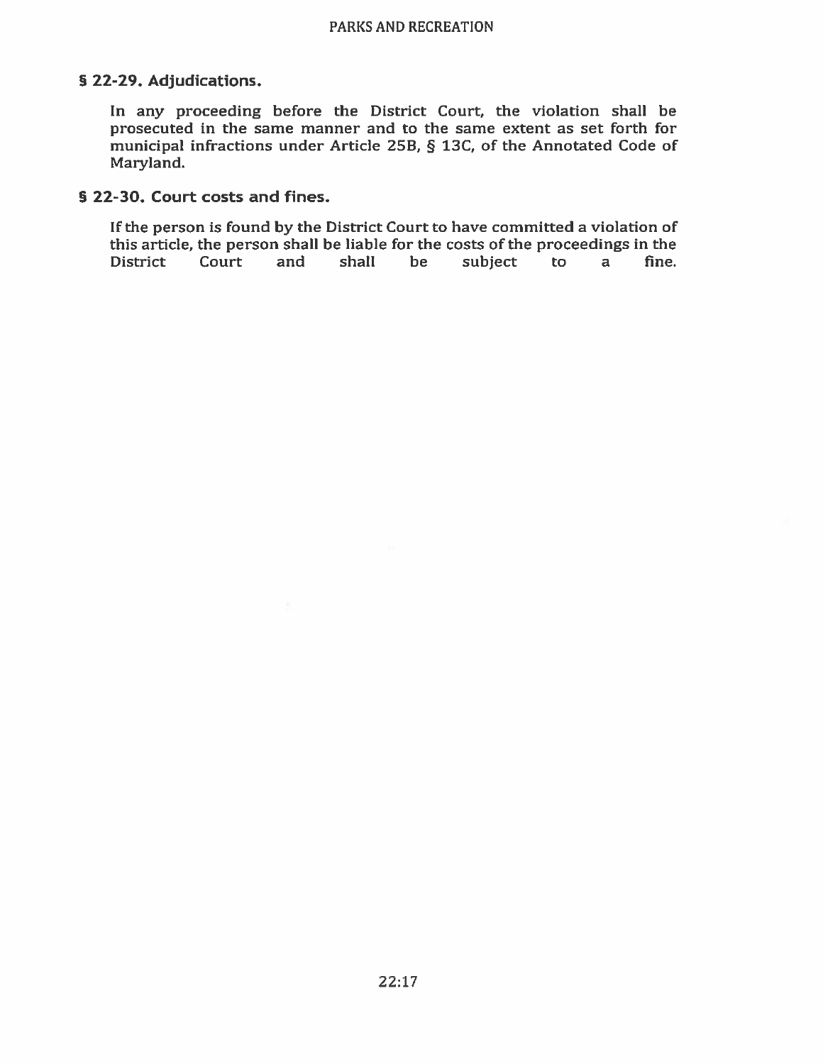## § 22-29. Adjudications.

In any proceeding before the District Court, the violation shall be prosecuted in the same manner and to the same extent as set forth for municipal infractions under Article 25B, § 13C, of the Annotated Code of Maryland.

## § 22-30. Court costs and fines.

If the person is found by the District Court to have committed a violation of this article, the person shall be liable for the costs of the proceedings in the District Court and shall be subject to a fine.